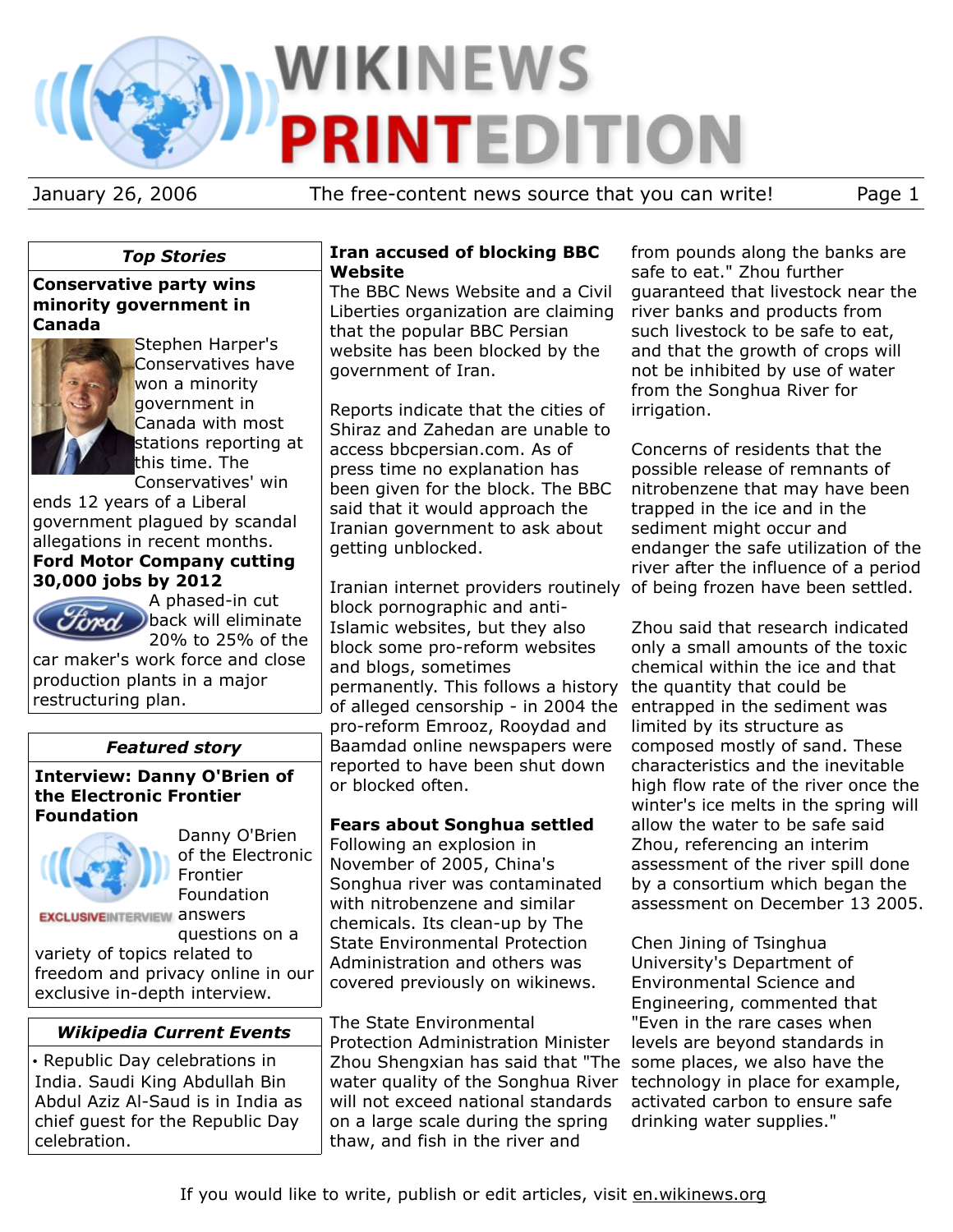# WIKINEWS PRINTEDITION

January 26, 2006 — The free-content news source that you can write!

## Top Stories

### Conservative party wins minority government in Canada

Stephen Harper's Conservatives have won a minority government in Canada with most stations reporting at this time. The Conservatives' win ends 12 years of a Liberal government plagued by scandal allegations in recent months.

### Ford Motor Company cutting 30,000 jobs by 2012

A phased-in cut back will eliminate 20% to 25% of the car maker's work force and close production plants in a major restructuring plan.

## Featured story

### Interview: Danny O'Brien of the Electronic Frontier Foundation

EXCLUSIVEINTERVIEW

Danny O'Brien of the Electronic Frontier Foundation answers questions on a variety of topics related to freedom and privacy online in our exclusive in-depth interview.

## Wikipedia Current Events

- Republic Day celebrations in India. Saudi King Abdullah Bin Abdul Aziz Al-Saud is in India as chief guest for the Republic Day celebration.

## Iran accused of blocking BBC Website

The BBC News Website and a Civil Liberties organization are claiming that the popular BBC Persian website has been blocked by the government of Iran.

Reports indicate that the cities of Shiraz and Zahedan are unable to access bbcpersian.com. As of press time no explanation has been given for the block. The BBC said that it would approach the Iranian government to ask about getting unblocked.

Iranian internet providers routinely block pornographic and anti-Islamic websites, but they also block some pro-reform websites and blogs, sometimes permanently. This follows a history of alleged censorship - in 2004 the pro-reform Emrooz, Rooydad and Baamdad online newspapers were reported to have been shut down or blocked often.

## Fears about Songhua settled

Following an explosion in November of 2005, China's Songhua river was contaminated with nitrobenzene and similar chemicals. Its clean-up by The State Environmental Protection Administration and others was covered previously on wikinews.

The State Environmental Protection Administration Minister Zhou Shengxian has said that "The water quality of the Songhua River will not exceed national standards on a large scale during the spring thaw, and fish in the river and from pounds along the banks are safe to eat." Zhou further guaranteed that livestock near the river banks and products from such livestock to be safe to eat, and that the growth of crops will not be inhibited by use of water from the Songhua River for irrigation.

Concerns of residents that the possible release of remnants of nitrobenzene that may have been trapped in the ice and in the sediment might occur and endanger the safe utilization of the river after the influence of a period of being frozen have been settled.

Zhou said that research indicated only a small amounts of the toxic chemical within the ice and that the quantity that could be entrapped in the sediment was limited by its structure as composed mostly of sand. These characteristics and the inevitable high flow rate of the river once the winter's ice melts in the spring will allow the water to be safe said Zhou, referencing an interim assessment of the river spill done by a consortium which began the assessment on December 13 2005.

Chen Jining of Tsinghua University's Department of Environmental Science and Engineering, commented that "Even in the rare cases when levels are beyond standards in some places, we also have the technology in place for example, activated carbon to ensure safe drinking water supplies."

If you would like to write, publish or edit articles, visit en.wikinews.org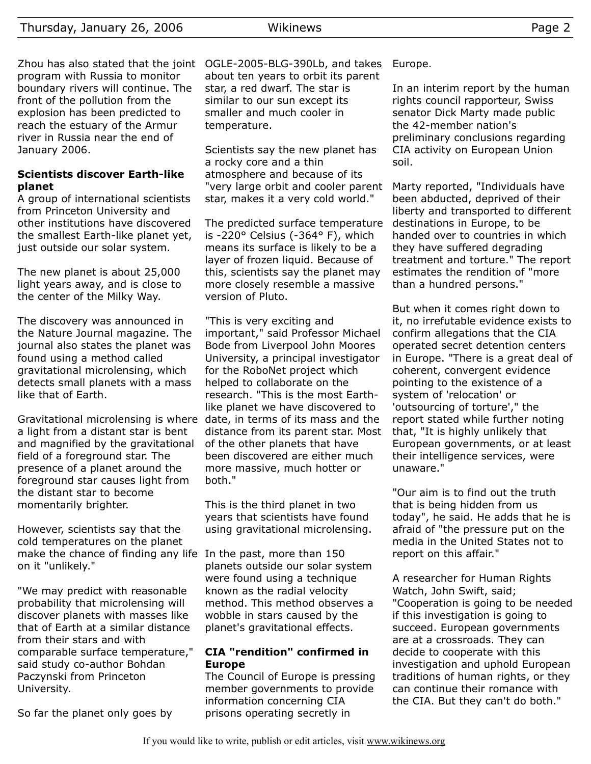Zhou has also stated that the joint program with Russia to monitor boundary rivers will continue. The front of the pollution from the explosion has been predicted to reach the estuary of the Armur river in Russia near the end of January 2006.

### Scientists discover Earth-like planet

A group of international scientists from Princeton University and other institutions have discovered the smallest Earth-like planet yet, just outside our solar system.

The new planet is about 25,000 light years away, and is close to the center of the Milky Way.

The discovery was announced in the Nature Journal magazine. The journal also states the planet was found using a method called gravitational microlensing, which detects small planets with a mass like that of Earth.

Gravitational microlensing is where a light from a distant star is bent and magnified by the gravitational field of a foreground star. The presence of a planet around the foreground star causes light from the distant star to become momentarily brighter.

However, scientists say that the cold temperatures on the planet make the chance of finding any life on it "unlikely."

"We may predict with reasonable probability that microlensing will discover planets with masses like that of Earth at a similar distance from their stars and with comparable surface temperature," said study co-author Bohdan Paczynski from Princeton University.

So far the planet only goes by OGLE-2005-BLG-390Lb, and takes about ten years to orbit its parent star, a red dwarf. The star is similar to our sun except its smaller and much cooler in temperature.

Scientists say the new planet has a rocky core and a thin atmosphere and because of its "very large orbit and cooler parent star, makes it a very cold world."

The predicted surface temperature is -220° Celsius (-364° F), which means its surface is likely to be a layer of frozen liquid. Because of this, scientists say the planet may more closely resemble a massive version of Pluto.

"This is very exciting and important," said Professor Michael Bode from Liverpool John Moores University, a principal investigator for the RoboNet project which helped to collaborate on the research. "This is the most Earth-like planet we have discovered to date, in terms of its mass and the distance from its parent star. Most of the other planets that have been discovered are either much more massive, much hotter or both."

This is the third planet in two years that scientists have found using gravitational microlensing.

In the past, more than 150 planets outside our solar system were found using a technique known as the radial velocity method. This method observes a wobble in stars caused by the planet's gravitational effects.

### CIA "rendition" confirmed in Europe

The Council of Europe is pressing member governments to provide information concerning CIA prisons operating secretly in Europe.

In an interim report by the human rights council rapporteur, Swiss senator Dick Marty made public the 42-member nation's preliminary conclusions regarding CIA activity on European Union soil.

Marty reported, "Individuals have been abducted, deprived of their liberty and transported to different destinations in Europe, to be handed over to countries in which they have suffered degrading treatment and torture." The report estimates the rendition of "more than a hundred persons."

But when it comes right down to it, no irrefutable evidence exists to confirm allegations that the CIA operated secret detention centers in Europe. "There is a great deal of coherent, convergent evidence pointing to the existence of a system of 'relocation' or 'outsourcing of torture'," the report stated while further noting that, "It is highly unlikely that European governments, or at least their intelligence services, were unaware."

"Our aim is to find out the truth that is being hidden from us today", he said. He adds that he is afraid of "the pressure put on the media in the United States not to report on this affair."

A researcher for Human Rights Watch, John Swift, said; "Cooperation is going to be needed if this investigation is going to succeed. European governments are at a crossroads. They can decide to cooperate with this investigation and uphold European traditions of human rights, or they can continue their romance with the CIA. But they can't do both."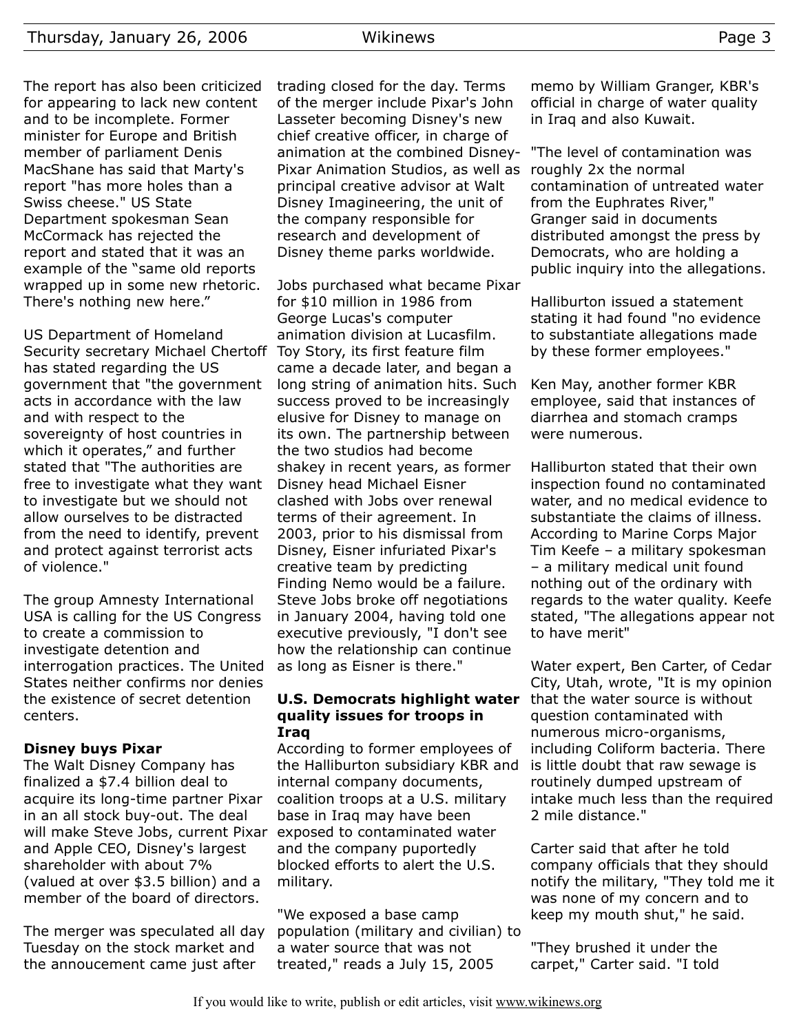The report has also been criticized for appearing to lack new content and to be incomplete. Former minister for Europe and British member of parliament Denis MacShane has said that Marty's report "has more holes than a Swiss cheese." US State Department spokesman Sean McCormack has rejected the report and stated that it was an example of the "same old reports wrapped up in some new rhetoric. There's nothing new here."

US Department of Homeland Security secretary Michael Chertoff has stated regarding the US government that "the government acts in accordance with the law and with respect to the sovereignty of host countries in which it operates," and further stated that "The authorities are free to investigate what they want to investigate but we should not allow ourselves to be distracted from the need to identify, prevent and protect against terrorist acts of violence."

The group Amnesty International USA is calling for the US Congress to create a commission to investigate detention and interrogation practices. The United States neither confirms nor denies the existence of secret detention centers.

### Disney buys Pixar

The Walt Disney Company has finalized a $7.4 billion deal to acquire its long-time partner Pixar in an all stock buy-out. The deal will make Steve Jobs, current Pixar and Apple CEO, Disney's largest shareholder with about 7% (valued at over $3.5 billion) and a member of the board of directors.

The merger was speculated all day Tuesday on the stock market and the annoucement came just after trading closed for the day. Terms of the merger include Pixar's John Lasseter becoming Disney's new chief creative officer, in charge of animation at the combined Disney-Pixar Animation Studios, as well as principal creative advisor at Walt Disney Imagineering, the unit of the company responsible for research and development of Disney theme parks worldwide.

Jobs purchased what became Pixar for $10 million in 1986 from George Lucas's computer animation division at Lucasfilm. Toy Story, its first feature film came a decade later, and began a long string of animation hits. Such success proved to be increasingly elusive for Disney to manage on its own. The partnership between the two studios had become shakey in recent years, as former Disney head Michael Eisner clashed with Jobs over renewal terms of their agreement. In 2003, prior to his dismissal from Disney, Eisner infuriated Pixar's creative team by predicting Finding Nemo would be a failure. Steve Jobs broke off negotiations in January 2004, having told one executive previously, "I don't see how the relationship can continue as long as Eisner is there."

### U.S. Democrats highlight water quality issues for troops in Iraq

According to former employees of the Halliburton subsidiary KBR and internal company documents, coalition troops at a U.S. military base in Iraq may have been exposed to contaminated water and the company puportedly blocked efforts to alert the U.S. military.

"We exposed a base camp population (military and civilian) to a water source that was not treated," reads a July 15, 2005 memo by William Granger, KBR's official in charge of water quality in Iraq and also Kuwait.

"The level of contamination was roughly 2x the normal contamination of untreated water from the Euphrates River," Granger said in documents distributed amongst the press by Democrats, who are holding a public inquiry into the allegations.

Halliburton issued a statement stating it had found "no evidence to substantiate allegations made by these former employees."

Ken May, another former KBR employee, said that instances of diarrhea and stomach cramps were numerous.

Halliburton stated that their own inspection found no contaminated water, and no medical evidence to substantiate the claims of illness. According to Marine Corps Major Tim Keefe – a military spokesman – a military medical unit found nothing out of the ordinary with regards to the water quality. Keefe stated, "The allegations appear not to have merit"

Water expert, Ben Carter, of Cedar City, Utah, wrote, "It is my opinion that the water source is without question contaminated with numerous micro-organisms, including Coliform bacteria. There is little doubt that raw sewage is routinely dumped upstream of intake much less than the required 2 mile distance."

Carter said that after he told company officials that they should notify the military, "They told me it was none of my concern and to keep my mouth shut," he said.

"They brushed it under the carpet," Carter said. "I told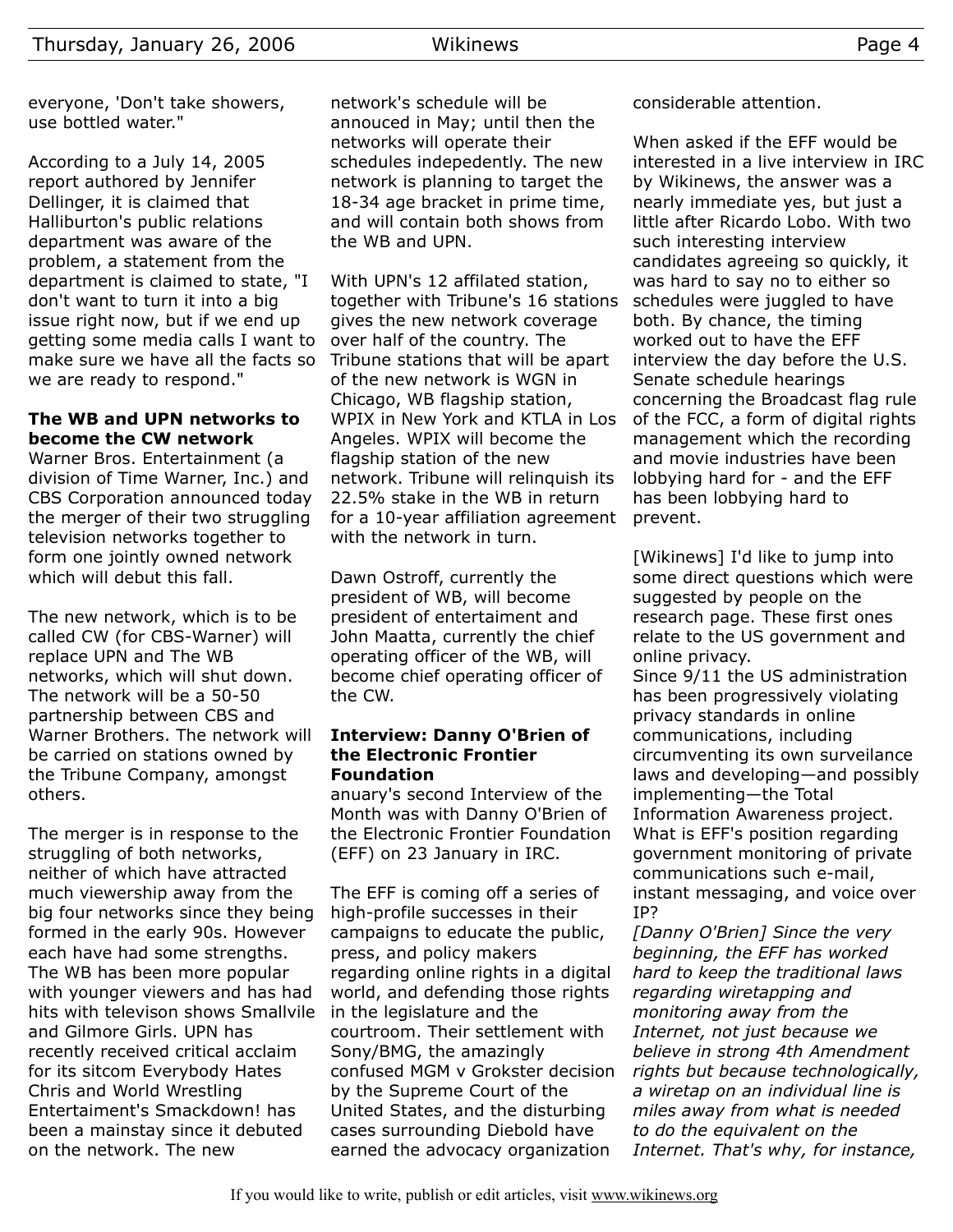everyone, 'Don't take showers, use bottled water."

According to a July 14, 2005 report authored by Jennifer Dellinger, it is claimed that Halliburton's public relations department was aware of the problem, a statement from the department is claimed to state, "I don't want to turn it into a big issue right now, but if we end up getting some media calls I want to make sure we have all the facts so we are ready to respond."

**The WB and UPN networks to become the CW network**

Warner Bros. Entertainment (a division of Time Warner, Inc.) and CBS Corporation announced today the merger of their two struggling television networks together to form one jointly owned network which will debut this fall.

The new network, which is to be called CW (for CBS-Warner) will replace UPN and The WB networks, which will shut down. The network will be a 50-50 partnership between CBS and Warner Brothers. The network will be carried on stations owned by the Tribune Company, amongst others.

The merger is in response to the struggling of both networks, neither of which have attracted much viewership away from the big four networks since they being formed in the early 90s. However each have had some strengths. The WB has been more popular with younger viewers and has had hits with televison shows Smallvile and Gilmore Girls. UPN has recently received critical acclaim for its sitcom Everybody Hates Chris and World Wrestling Entertaiment's Smackdown! has been a mainstay since it debuted on the network. The new network's schedule will be annouced in May; until then the networks will operate their schedules indepedently. The new network is planning to target the 18-34 age bracket in prime time, and will contain both shows from the WB and UPN.

With UPN's 12 affilated station, together with Tribune's 16 stations gives the new network coverage over half of the country. The Tribune stations that will be apart of the new network is WGN in Chicago, WB flagship station, WPIX in New York and KTLA in Los Angeles. WPIX will become the flagship station of the new network. Tribune will relinquish its 22.5% stake in the WB in return for a 10-year affiliation agreement with the network in turn.

Dawn Ostroff, currently the president of WB, will become president of entertaiment and John Maatta, currently the chief operating officer of the WB, will become chief operating officer of the CW.

**Interview: Danny O'Brien of the Electronic Frontier Foundation**

anuary's second Interview of the Month was with Danny O'Brien of the Electronic Frontier Foundation (EFF) on 23 January in IRC.

The EFF is coming off a series of high-profile successes in their campaigns to educate the public, press, and policy makers regarding online rights in a digital world, and defending those rights in the legislature and the courtroom. Their settlement with Sony/BMG, the amazingly confused MGM v Grokster decision by the Supreme Court of the United States, and the disturbing cases surrounding Diebold have earned the advocacy organization considerable attention.

When asked if the EFF would be interested in a live interview in IRC by Wikinews, the answer was a nearly immediate yes, but just a little after Ricardo Lobo. With two such interesting interview candidates agreeing so quickly, it was hard to say no to either so schedules were juggled to have both. By chance, the timing worked out to have the EFF interview the day before the U.S. Senate schedule hearings concerning the Broadcast flag rule of the FCC, a form of digital rights management which the recording and movie industries have been lobbying hard for - and the EFF has been lobbying hard to prevent.

[Wikinews] I'd like to jump into some direct questions which were suggested by people on the research page. These first ones relate to the US government and online privacy.
Since 9/11 the US administration has been progressively violating privacy standards in online communications, including circumventing its own surveilance laws and developing—and possibly implementing—the Total Information Awareness project. What is EFF's position regarding government monitoring of private communications such e-mail, instant messaging, and voice over IP?
*[Danny O'Brien] Since the very beginning, the EFF has worked hard to keep the traditional laws regarding wiretapping and monitoring away from the Internet, not just because we believe in strong 4th Amendment rights but because technologically, a wiretap on an individual line is miles away from what is needed to do the equivalent on the Internet. That's why, for instance,*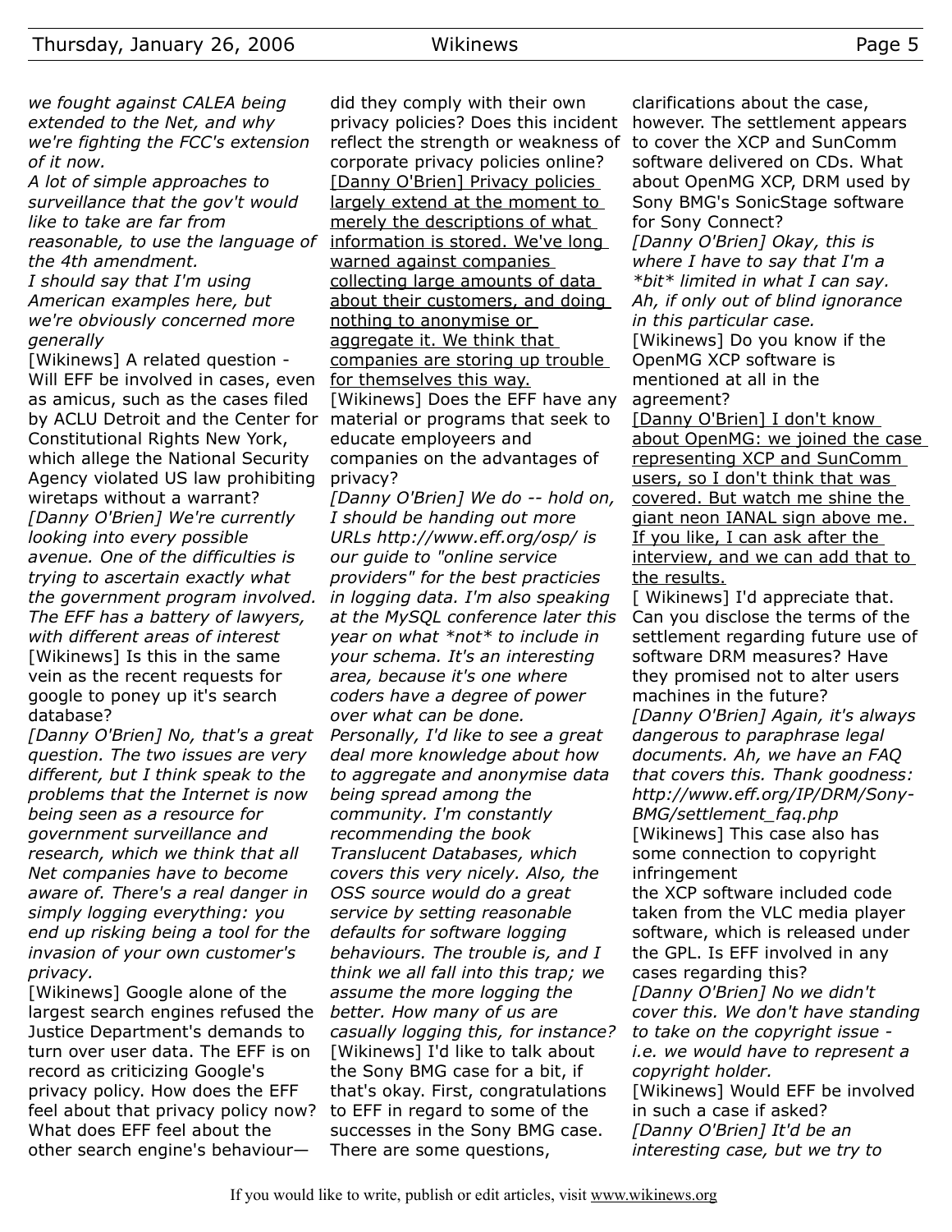*we fought against CALEA being extended to the Net, and why we're fighting the FCC's extension of it now.*
*A lot of simple approaches to surveillance that the gov't would like to take are far from reasonable, to use the language of the 4th amendment.*
*I should say that I'm using American examples here, but we're obviously concerned more generally*

[Wikinews] A related question - Will EFF be involved in cases, even as amicus, such as the cases filed by ACLU Detroit and the Center for Constitutional Rights New York, which allege the National Security Agency violated US law prohibiting wiretaps without a warrant?

*[Danny O'Brien] We're currently looking into every possible avenue. One of the difficulties is trying to ascertain exactly what the government program involved. The EFF has a battery of lawyers, with different areas of interest*

[Wikinews] Is this in the same vein as the recent requests for google to poney up it's search database?

*[Danny O'Brien] No, that's a great question. The two issues are very different, but I think speak to the problems that the Internet is now being seen as a resource for government surveillance and research, which we think that all Net companies have to become aware of. There's a real danger in simply logging everything: you end up risking being a tool for the invasion of your own customer's privacy.*

[Wikinews] Google alone of the largest search engines refused the Justice Department's demands to turn over user data. The EFF is on record as criticizing Google's privacy policy. How does the EFF feel about that privacy policy now? What does EFF feel about the other search engine's behaviour—did they comply with their own privacy policies? Does this incident reflect the strength or weakness of corporate privacy policies online?

[Danny O'Brien] Privacy policies largely extend at the moment to merely the descriptions of what information is stored. We've long warned against companies collecting large amounts of data about their customers, and doing nothing to anonymise or aggregate it. We think that companies are storing up trouble for themselves this way.

[Wikinews] Does the EFF have any material or programs that seek to educate employeers and companies on the advantages of privacy?

*[Danny O'Brien] We do -- hold on, I should be handing out more URLs http://www.eff.org/osp/ is our guide to "online service providers" for the best practicies in logging data. I'm also speaking at the MySQL conference later this year on what *not* to include in your schema. It's an interesting area, because it's one where coders have a degree of power over what can be done. Personally, I'd like to see a great deal more knowledge about how to aggregate and anonymise data being spread among the community. I'm constantly recommending the book Translucent Databases, which covers this very nicely. Also, the OSS source would do a great service by setting reasonable defaults for software logging behaviours. The trouble is, and I think we all fall into this trap; we assume the more logging the better. How many of us are casually logging this, for instance?*

[Wikinews] I'd like to talk about the Sony BMG case for a bit, if that's okay. First, congratulations to EFF in regard to some of the successes in the Sony BMG case. There are some questions, clarifications about the case, however. The settlement appears to cover the XCP and SunComm software delivered on CDs. What about OpenMG XCP, DRM used by Sony BMG's SonicStage software for Sony Connect?

*[Danny O'Brien] Okay, this is where I have to say that I'm a *bit* limited in what I can say. Ah, if only out of blind ignorance in this particular case.*

[Wikinews] Do you know if the OpenMG XCP software is mentioned at all in the agreement?

[Danny O'Brien] I don't know about OpenMG: we joined the case representing XCP and SunComm users, so I don't think that was covered. But watch me shine the giant neon IANAL sign above me. If you like, I can ask after the interview, and we can add that to the results.

[ Wikinews] I'd appreciate that. Can you disclose the terms of the settlement regarding future use of software DRM measures? Have they promised not to alter users machines in the future?

*[Danny O'Brien] Again, it's always dangerous to paraphrase legal documents. Ah, we have an FAQ that covers this. Thank goodness: http://www.eff.org/IP/DRM/Sony-BMG/settlement_faq.php*

[Wikinews] This case also has some connection to copyright infringement
the XCP software included code taken from the VLC media player software, which is released under the GPL. Is EFF involved in any cases regarding this?

*[Danny O'Brien] No we didn't cover this. We don't have standing to take on the copyright issue - i.e. we would have to represent a copyright holder.*

[Wikinews] Would EFF be involved in such a case if asked?

*[Danny O'Brien] It'd be an interesting case, but we try to*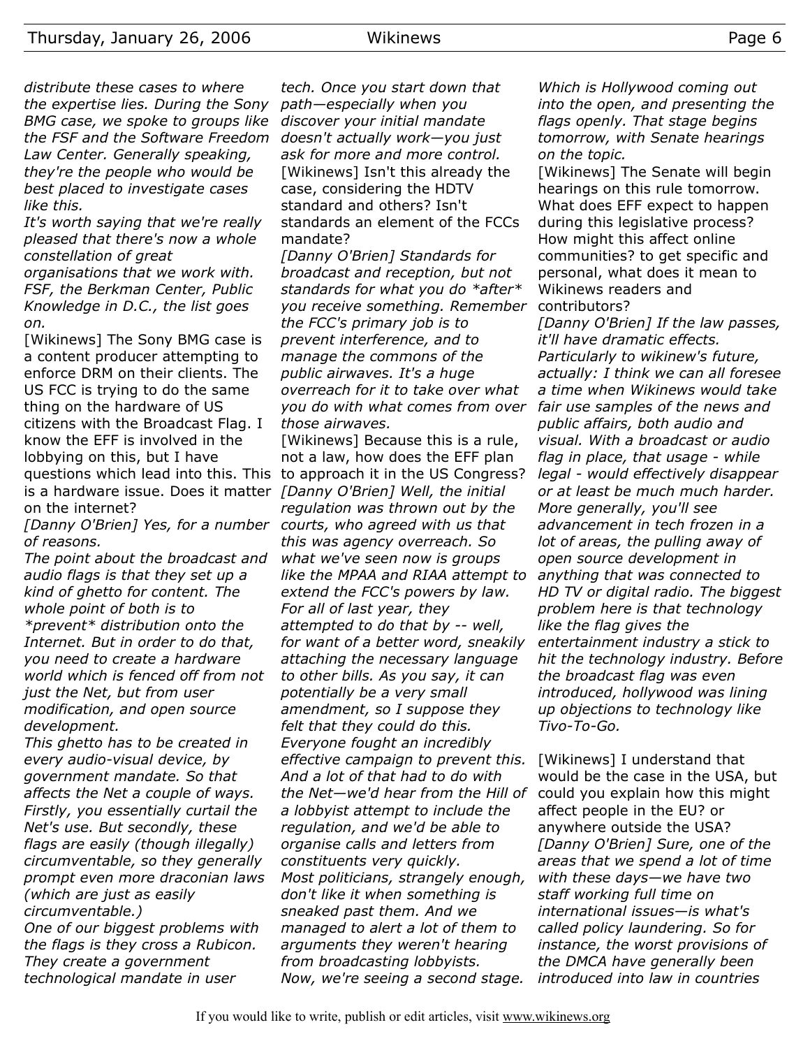*distribute these cases to where the expertise lies. During the Sony BMG case, we spoke to groups like the FSF and the Software Freedom Law Center. Generally speaking, they're the people who would be best placed to investigate cases like this.*

*It's worth saying that we're really pleased that there's now a whole constellation of great organisations that we work with. FSF, the Berkman Center, Public Knowledge in D.C., the list goes on.*

[Wikinews] The Sony BMG case is a content producer attempting to enforce DRM on their clients. The US FCC is trying to do the same thing on the hardware of US citizens with the Broadcast Flag. I know the EFF is involved in the lobbying on this, but I have questions which lead into this. This is a hardware issue. Does it matter on the internet?

*[Danny O'Brien] Yes, for a number of reasons.*

*The point about the broadcast and audio flags is that they set up a kind of ghetto for content. The whole point of both is to *prevent* distribution onto the Internet. But in order to do that, you need to create a hardware world which is fenced off from not just the Net, but from user modification, and open source development.*

*This ghetto has to be created in every audio-visual device, by government mandate. So that affects the Net a couple of ways. Firstly, you essentially curtail the Net's use. But secondly, these flags are easily (though illegally) circumventable, so they generally prompt even more draconian laws (which are just as easily circumventable.)*

*One of our biggest problems with the flags is they cross a Rubicon. They create a government technological mandate in user tech. Once you start down that path—especially when you discover your initial mandate doesn't actually work—you just ask for more and more control.*

[Wikinews] Isn't this already the case, considering the HDTV standard and others? Isn't standards an element of the FCCs mandate?

*[Danny O'Brien] Standards for broadcast and reception, but not standards for what you do *after* you receive something. Remember the FCC's primary job is to prevent interference, and to manage the commons of the public airwaves. It's a huge overreach for it to take over what you do with what comes from over those airwaves.*

[Wikinews] Because this is a rule, not a law, how does the EFF plan to approach it in the US Congress?

*[Danny O'Brien] Well, the initial regulation was thrown out by the courts, who agreed with us that this was agency overreach. So what we've seen now is groups like the MPAA and RIAA attempt to extend the FCC's powers by law. For all of last year, they attempted to do that by -- well, for want of a better word, sneakily attaching the necessary language to other bills. As you say, it can potentially be a very small amendment, so I suppose they felt that they could do this.*

*Everyone fought an incredibly effective campaign to prevent this. And a lot of that had to do with the Net—we'd hear from the Hill of a lobbyist attempt to include the regulation, and we'd be able to organise calls and letters from constituents very quickly.*

*Most politicians, strangely enough, don't like it when something is sneaked past them. And we managed to alert a lot of them to arguments they weren't hearing from broadcasting lobbyists.*

*Now, we're seeing a second stage. Which is Hollywood coming out into the open, and presenting the flags openly. That stage begins tomorrow, with Senate hearings on the topic.*

[Wikinews] The Senate will begin hearings on this rule tomorrow. What does EFF expect to happen during this legislative process? How might this affect online communities? to get specific and personal, what does it mean to Wikinews readers and contributors?

*[Danny O'Brien] If the law passes, it'll have dramatic effects. Particularly to wikinew's future, actually: I think we can all foresee a time when Wikinews would take fair use samples of the news and public affairs, both audio and visual. With a broadcast or audio flag in place, that usage - while legal - would effectively disappear or at least be much much harder. More generally, you'll see advancement in tech frozen in a lot of areas, the pulling away of open source development in anything that was connected to HD TV or digital radio. The biggest problem here is that technology like the flag gives the entertainment industry a stick to hit the technology industry. Before the broadcast flag was even introduced, hollywood was lining up objections to technology like Tivo-To-Go.*

[Wikinews] I understand that would be the case in the USA, but could you explain how this might affect people in the EU? or anywhere outside the USA?

*[Danny O'Brien] Sure, one of the areas that we spend a lot of time with these days—we have two staff working full time on international issues—is what's called policy laundering. So for instance, the worst provisions of the DMCA have generally been introduced into law in countries*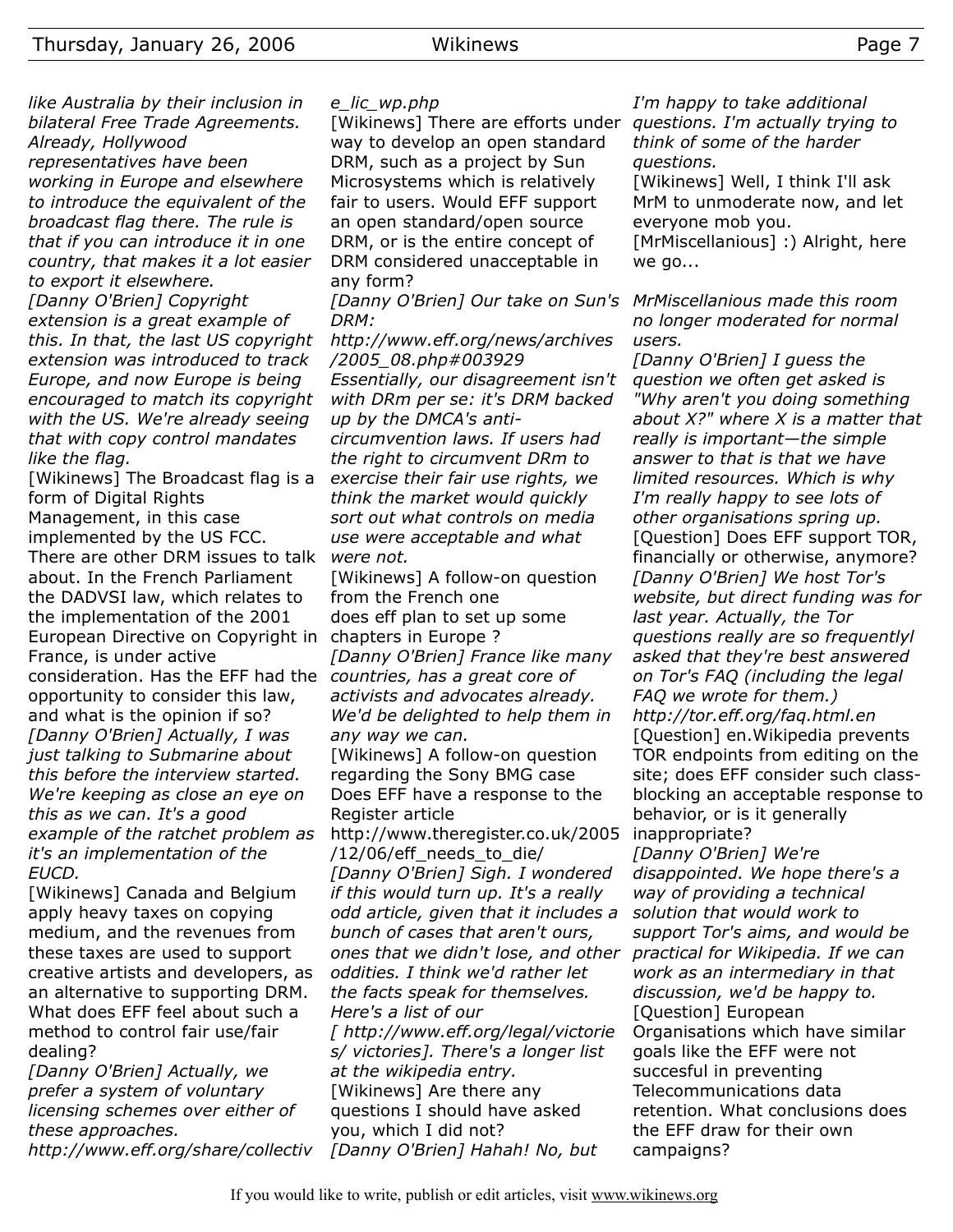*like Australia by their inclusion in bilateral Free Trade Agreements. Already, Hollywood representatives have been working in Europe and elsewhere to introduce the equivalent of the broadcast flag there. The rule is that if you can introduce it in one country, that makes it a lot easier to export it elsewhere.*

*[Danny O'Brien] Copyright extension is a great example of this. In that, the last US copyright extension was introduced to track Europe, and now Europe is being encouraged to match its copyright with the US. We're already seeing that with copy control mandates like the flag.*

[Wikinews] The Broadcast flag is a form of Digital Rights Management, in this case implemented by the US FCC. There are other DRM issues to talk about. In the French Parliament the DADVSI law, which relates to the implementation of the 2001 European Directive on Copyright in France, is under active consideration. Has the EFF had the opportunity to consider this law, and what is the opinion if so?

*[Danny O'Brien] Actually, I was just talking to Submarine about this before the interview started. We're keeping as close an eye on this as we can. It's a good example of the ratchet problem as it's an implementation of the EUCD.*

[Wikinews] Canada and Belgium apply heavy taxes on copying medium, and the revenues from these taxes are used to support creative artists and developers, as an alternative to supporting DRM. What does EFF feel about such a method to control fair use/fair dealing?

*[Danny O'Brien] Actually, we prefer a system of voluntary licensing schemes over either of these approaches.*
*http://www.eff.org/share/collective_lic_wp.php*

[Wikinews] There are efforts under way to develop an open standard DRM, such as a project by Sun Microsystems which is relatively fair to users. Would EFF support an open standard/open source DRM, or is the entire concept of DRM considered unacceptable in any form?

*[Danny O'Brien] Our take on Sun's DRM:*
*http://www.eff.org/news/archives/2005_08.php#003929*
*Essentially, our disagreement isn't with DRm per se: it's DRM backed up by the DMCA's anti-circumvention laws. If users had the right to circumvent DRm to exercise their fair use rights, we think the market would quickly sort out what controls on media use were acceptable and what were not.*

[Wikinews] A follow-on question from the French one
does eff plan to set up some chapters in Europe ?

*[Danny O'Brien] France like many countries, has a great core of activists and advocates already. We'd be delighted to help them in any way we can.*

[Wikinews] A follow-on question regarding the Sony BMG case
Does EFF have a response to the Register article
http://www.theregister.co.uk/2005/12/06/eff_needs_to_die/

*[Danny O'Brien] Sigh. I wondered if this would turn up. It's a really odd article, given that it includes a bunch of cases that aren't ours, ones that we didn't lose, and other oddities. I think we'd rather let the facts speak for themselves. Here's a list of our [ http://www.eff.org/legal/victories/ victories]. There's a longer list at the wikipedia entry.*

[Wikinews] Are there any questions I should have asked you, which I did not?

*[Danny O'Brien] Hahah! No, but I'm happy to take additional questions. I'm actually trying to think of some of the harder questions.*

[Wikinews] Well, I think I'll ask MrM to unmoderate now, and let everyone mob you.

[MrMiscellanious] :) Alright, here we go...

*MrMiscellanious made this room no longer moderated for normal users.*

*[Danny O'Brien] I guess the question we often get asked is "Why aren't you doing something about X?" where X is a matter that really is important—the simple answer to that is that we have limited resources. Which is why I'm really happy to see lots of other organisations spring up.*

[Question] Does EFF support TOR, financially or otherwise, anymore?

*[Danny O'Brien] We host Tor's website, but direct funding was for last year. Actually, the Tor questions really are so frequentlyl asked that they're best answered on Tor's FAQ (including the legal FAQ we wrote for them.)*
*http://tor.eff.org/faq.html.en*

[Question] en.Wikipedia prevents TOR endpoints from editing on the site; does EFF consider such class-blocking an acceptable response to behavior, or is it generally inappropriate?

*[Danny O'Brien] We're disappointed. We hope there's a way of providing a technical solution that would work to support Tor's aims, and would be practical for Wikipedia. If we can work as an intermediary in that discussion, we'd be happy to.*

[Question] European Organisations which have similar goals like the EFF were not succesful in preventing Telecommunications data retention. What conclusions does the EFF draw for their own campaigns?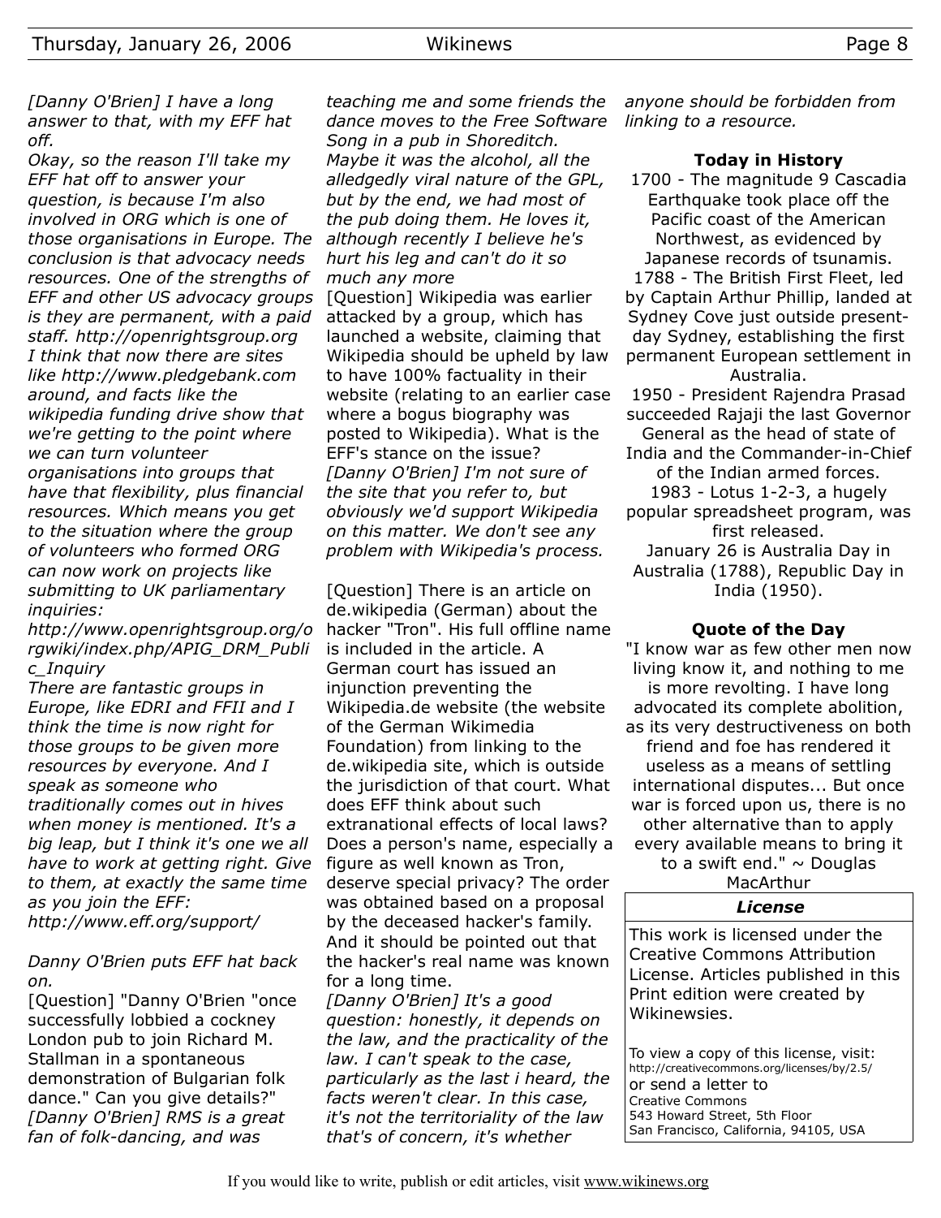*[Danny O'Brien] I have a long answer to that, with my EFF hat off.*

*Okay, so the reason I'll take my EFF hat off to answer your question, is because I'm also involved in ORG which is one of those organisations in Europe. The conclusion is that advocacy needs resources. One of the strengths of EFF and other US advocacy groups is they are permanent, with a paid staff. http://openrightsgroup.org I think that now there are sites like http://www.pledgebank.com around, and facts like the wikipedia funding drive show that we're getting to the point where we can turn volunteer organisations into groups that have that flexibility, plus financial resources. Which means you get to the situation where the group of volunteers who formed ORG can now work on projects like submitting to UK parliamentary inquiries: http://www.openrightsgroup.org/orgwiki/index.php/APIG_DRM_Public_Inquiry*

*There are fantastic groups in Europe, like EDRI and FFII and I think the time is now right for those groups to be given more resources by everyone. And I speak as someone who traditionally comes out in hives when money is mentioned. It's a big leap, but I think it's one we all have to work at getting right. Give to them, at exactly the same time as you join the EFF: http://www.eff.org/support/*

*Danny O'Brien puts EFF hat back on.*

[Question] "Danny O'Brien "once successfully lobbied a cockney London pub to join Richard M. Stallman in a spontaneous demonstration of Bulgarian folk dance." Can you give details?"

*[Danny O'Brien] RMS is a great fan of folk-dancing, and was teaching me and some friends the dance moves to the Free Software Song in a pub in Shoreditch. Maybe it was the alcohol, all the alledgedly viral nature of the GPL, but by the end, we had most of the pub doing them. He loves it, although recently I believe he's hurt his leg and can't do it so much any more*

[Question] Wikipedia was earlier attacked by a group, which has launched a website, claiming that Wikipedia should be upheld by law to have 100% factuality in their website (relating to an earlier case where a bogus biography was posted to Wikipedia). What is the EFF's stance on the issue?

*[Danny O'Brien] I'm not sure of the site that you refer to, but obviously we'd support Wikipedia on this matter. We don't see any problem with Wikipedia's process.*

[Question] There is an article on de.wikipedia (German) about the hacker "Tron". His full offline name is included in the article. A German court has issued an injunction preventing the Wikipedia.de website (the website of the German Wikimedia Foundation) from linking to the de.wikipedia site, which is outside the jurisdiction of that court. What does EFF think about such extranational effects of local laws? Does a person's name, especially a figure as well known as Tron, deserve special privacy? The order was obtained based on a proposal by the deceased hacker's family. And it should be pointed out that the hacker's real name was known for a long time.

*[Danny O'Brien] It's a good question: honestly, it depends on the law, and the practicality of the law. I can't speak to the case, particularly as the last i heard, the facts weren't clear. In this case, it's not the territoriality of the law that's of concern, it's whether anyone should be forbidden from linking to a resource.*

### Today in History

1700 - The magnitude 9 Cascadia Earthquake took place off the Pacific coast of the American Northwest, as evidenced by Japanese records of tsunamis.
1788 - The British First Fleet, led by Captain Arthur Phillip, landed at Sydney Cove just outside present-day Sydney, establishing the first permanent European settlement in Australia.
1950 - President Rajendra Prasad succeeded Rajaji the last Governor General as the head of state of India and the Commander-in-Chief of the Indian armed forces.
1983 - Lotus 1-2-3, a hugely popular spreadsheet program, was first released.
January 26 is Australia Day in Australia (1788), Republic Day in India (1950).

### Quote of the Day

"I know war as few other men now living know it, and nothing to me is more revolting. I have long advocated its complete abolition, as its very destructiveness on both friend and foe has rendered it useless as a means of settling international disputes... But once war is forced upon us, there is no other alternative than to apply every available means to bring it to a swift end." ~ Douglas MacArthur

### *License*

This work is licensed under the Creative Commons Attribution License. Articles published in this Print edition were created by Wikinewsies.

To view a copy of this license, visit: http://creativecommons.org/licenses/by/2.5/
or send a letter to
Creative Commons
543 Howard Street, 5th Floor
San Francisco, California, 94105, USA

If you would like to write, publish or edit articles, visit www.wikinews.org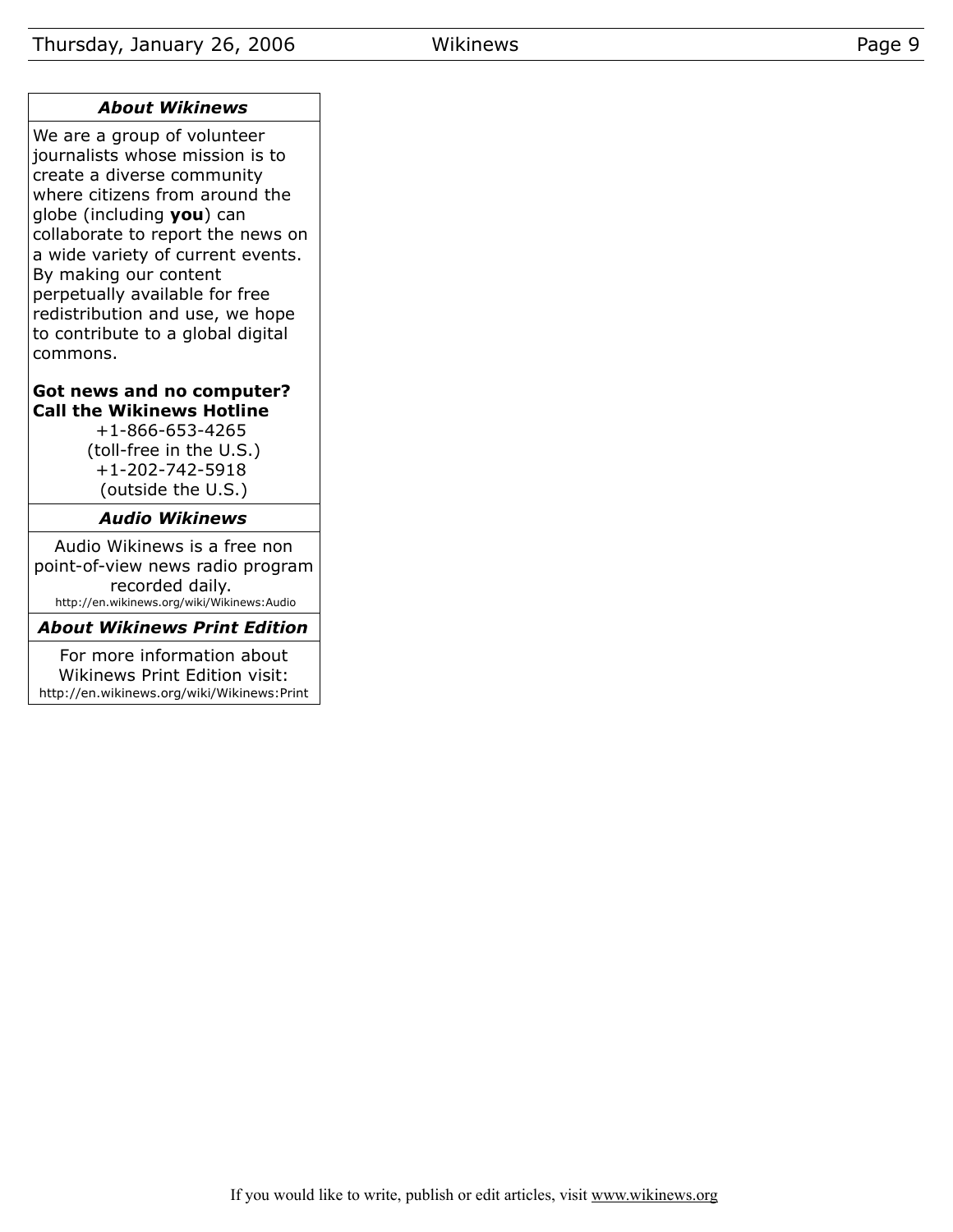### *About Wikinews*

We are a group of volunteer journalists whose mission is to create a diverse community where citizens from around the globe (including **you**) can collaborate to report the news on a wide variety of current events. By making our content perpetually available for free redistribution and use, we hope to contribute to a global digital commons.

**Got news and no computer?**
**Call the Wikinews Hotline**

+1-866-653-4265
(toll-free in the U.S.)
+1-202-742-5918
(outside the U.S.)

### *Audio Wikinews*

Audio Wikinews is a free non point-of-view news radio program recorded daily.
http://en.wikinews.org/wiki/Wikinews:Audio

### *About Wikinews Print Edition*

For more information about Wikinews Print Edition visit:
http://en.wikinews.org/wiki/Wikinews:Print

If you would like to write, publish or edit articles, visit www.wikinews.org